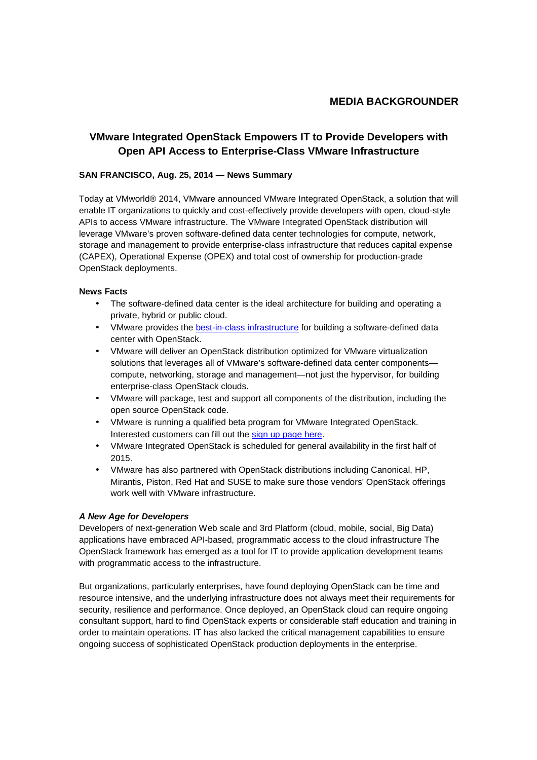**MEDIA BACKGROUNDER**

# VMware Integrated OpenStack Empowers IT to Provide Developers with Open API Access to Enterprise-Class VMware Infrastructure

**SAN FRANCISCO, Aug. 25, 2014 — News Summary**

Today at VMworld® 2014, VMware announced VMware Integrated OpenStack, a solution that will enable IT organizations to quickly and cost-effectively provide developers with open, cloud-style APIs to access VMware infrastructure. The VMware Integrated OpenStack distribution will leverage VMware's proven software-defined data center technologies for compute, network, storage and management to provide enterprise-class infrastructure that reduces capital expense (CAPEX), Operational Expense (OPEX) and total cost of ownership for production-grade OpenStack deployments.

**News Facts**

- The software-defined data center is the ideal architecture for building and operating a private, hybrid or public cloud.
- VMware provides the best-in-class infrastructure for building a software-defined data center with OpenStack.
- VMware will deliver an OpenStack distribution optimized for VMware virtualization solutions that leverages all of VMware's software-defined data center components—compute, networking, storage and management—not just the hypervisor, for building enterprise-class OpenStack clouds.
- VMware will package, test and support all components of the distribution, including the open source OpenStack code.
- VMware is running a qualified beta program for VMware Integrated OpenStack. Interested customers can fill out the sign up page here.
- VMware Integrated OpenStack is scheduled for general availability in the first half of 2015.
- VMware has also partnered with OpenStack distributions including Canonical, HP, Mirantis, Piston, Red Hat and SUSE to make sure those vendors' OpenStack offerings work well with VMware infrastructure.

***A New Age for Developers***

Developers of next-generation Web scale and 3rd Platform (cloud, mobile, social, Big Data) applications have embraced API-based, programmatic access to the cloud infrastructure The OpenStack framework has emerged as a tool for IT to provide application development teams with programmatic access to the infrastructure.

But organizations, particularly enterprises, have found deploying OpenStack can be time and resource intensive, and the underlying infrastructure does not always meet their requirements for security, resilience and performance. Once deployed, an OpenStack cloud can require ongoing consultant support, hard to find OpenStack experts or considerable staff education and training in order to maintain operations. IT has also lacked the critical management capabilities to ensure ongoing success of sophisticated OpenStack production deployments in the enterprise.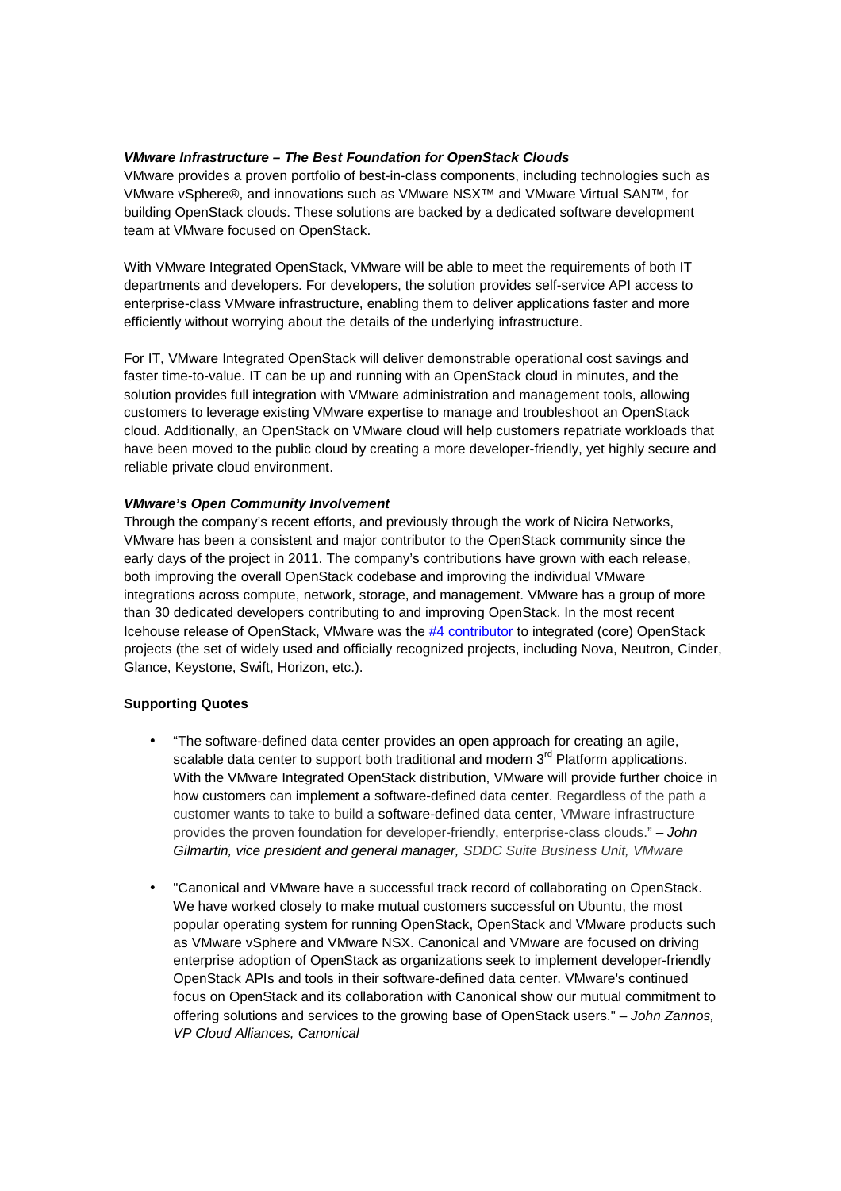***VMware Infrastructure – The Best Foundation for OpenStack Clouds***

VMware provides a proven portfolio of best-in-class components, including technologies such as VMware vSphere®, and innovations such as VMware NSX™ and VMware Virtual SAN™, for building OpenStack clouds. These solutions are backed by a dedicated software development team at VMware focused on OpenStack.

With VMware Integrated OpenStack, VMware will be able to meet the requirements of both IT departments and developers. For developers, the solution provides self-service API access to enterprise-class VMware infrastructure, enabling them to deliver applications faster and more efficiently without worrying about the details of the underlying infrastructure.

For IT, VMware Integrated OpenStack will deliver demonstrable operational cost savings and faster time-to-value. IT can be up and running with an OpenStack cloud in minutes, and the solution provides full integration with VMware administration and management tools, allowing customers to leverage existing VMware expertise to manage and troubleshoot an OpenStack cloud. Additionally, an OpenStack on VMware cloud will help customers repatriate workloads that have been moved to the public cloud by creating a more developer-friendly, yet highly secure and reliable private cloud environment.

***VMware's Open Community Involvement***

Through the company's recent efforts, and previously through the work of Nicira Networks, VMware has been a consistent and major contributor to the OpenStack community since the early days of the project in 2011. The company's contributions have grown with each release, both improving the overall OpenStack codebase and improving the individual VMware integrations across compute, network, storage, and management. VMware has a group of more than 30 dedicated developers contributing to and improving OpenStack. In the most recent Icehouse release of OpenStack, VMware was the #4 contributor to integrated (core) OpenStack projects (the set of widely used and officially recognized projects, including Nova, Neutron, Cinder, Glance, Keystone, Swift, Horizon, etc.).

**Supporting Quotes**

- "The software-defined data center provides an open approach for creating an agile, scalable data center to support both traditional and modern 3rd Platform applications. With the VMware Integrated OpenStack distribution, VMware will provide further choice in how customers can implement a software-defined data center. Regardless of the path a customer wants to take to build a software-defined data center, VMware infrastructure provides the proven foundation for developer-friendly, enterprise-class clouds." – *John Gilmartin, vice president and general manager, SDDC Suite Business Unit, VMware*

- "Canonical and VMware have a successful track record of collaborating on OpenStack. We have worked closely to make mutual customers successful on Ubuntu, the most popular operating system for running OpenStack, OpenStack and VMware products such as VMware vSphere and VMware NSX. Canonical and VMware are focused on driving enterprise adoption of OpenStack as organizations seek to implement developer-friendly OpenStack APIs and tools in their software-defined data center. VMware's continued focus on OpenStack and its collaboration with Canonical show our mutual commitment to offering solutions and services to the growing base of OpenStack users." – *John Zannos, VP Cloud Alliances, Canonical*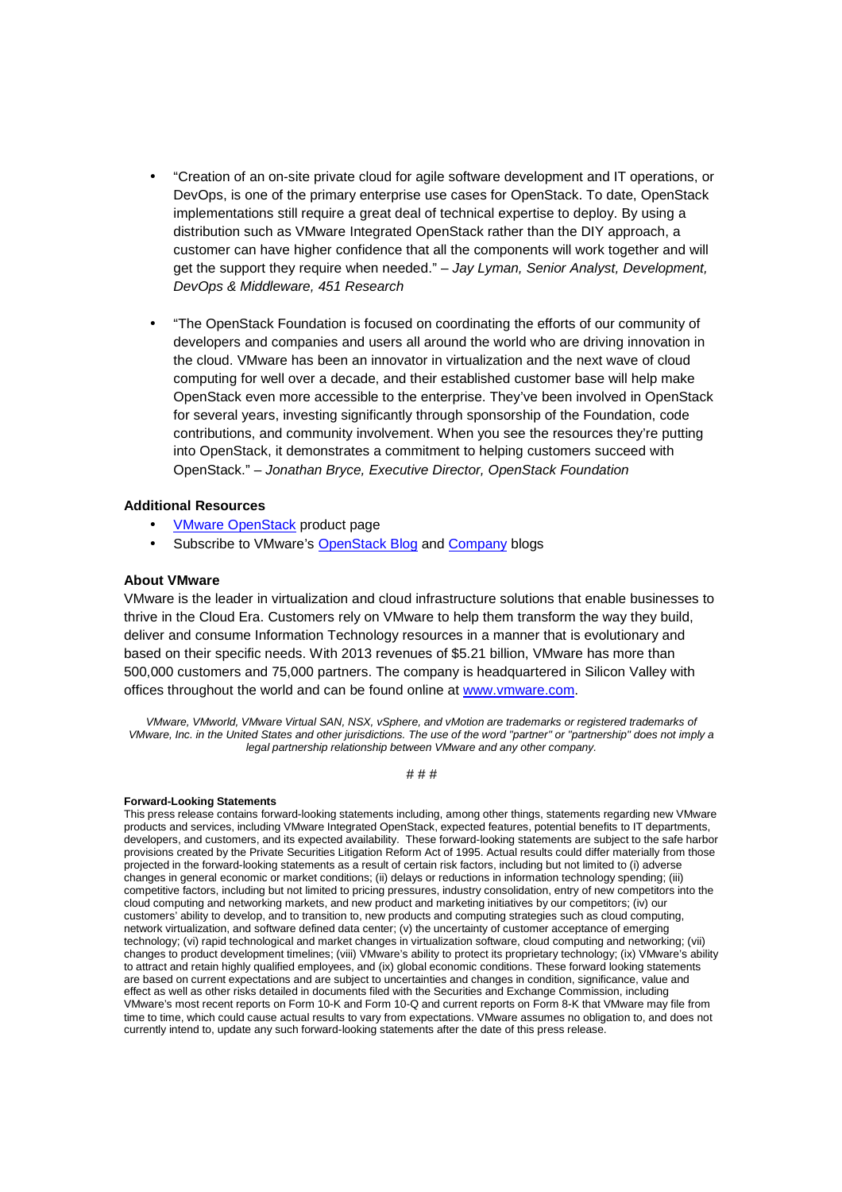- "Creation of an on-site private cloud for agile software development and IT operations, or DevOps, is one of the primary enterprise use cases for OpenStack. To date, OpenStack implementations still require a great deal of technical expertise to deploy. By using a distribution such as VMware Integrated OpenStack rather than the DIY approach, a customer can have higher confidence that all the components will work together and will get the support they require when needed." – *Jay Lyman, Senior Analyst, Development, DevOps & Middleware, 451 Research*

- "The OpenStack Foundation is focused on coordinating the efforts of our community of developers and companies and users all around the world who are driving innovation in the cloud. VMware has been an innovator in virtualization and the next wave of cloud computing for well over a decade, and their established customer base will help make OpenStack even more accessible to the enterprise. They've been involved in OpenStack for several years, investing significantly through sponsorship of the Foundation, code contributions, and community involvement. When you see the resources they're putting into OpenStack, it demonstrates a commitment to helping customers succeed with OpenStack." – *Jonathan Bryce, Executive Director, OpenStack Foundation*

**Additional Resources**

- VMware OpenStack product page
- Subscribe to VMware's OpenStack Blog and Company blogs

**About VMware**

VMware is the leader in virtualization and cloud infrastructure solutions that enable businesses to thrive in the Cloud Era. Customers rely on VMware to help them transform the way they build, deliver and consume Information Technology resources in a manner that is evolutionary and based on their specific needs. With 2013 revenues of $5.21 billion, VMware has more than 500,000 customers and 75,000 partners. The company is headquartered in Silicon Valley with offices throughout the world and can be found online at www.vmware.com.

*VMware, VMworld, VMware Virtual SAN, NSX, vSphere, and vMotion are trademarks or registered trademarks of VMware, Inc. in the United States and other jurisdictions. The use of the word "partner" or "partnership" does not imply a legal partnership relationship between VMware and any other company.*

# # #

**Forward-Looking Statements**

This press release contains forward-looking statements including, among other things, statements regarding new VMware products and services, including VMware Integrated OpenStack, expected features, potential benefits to IT departments, developers, and customers, and its expected availability. These forward-looking statements are subject to the safe harbor provisions created by the Private Securities Litigation Reform Act of 1995. Actual results could differ materially from those projected in the forward-looking statements as a result of certain risk factors, including but not limited to (i) adverse changes in general economic or market conditions; (ii) delays or reductions in information technology spending; (iii) competitive factors, including but not limited to pricing pressures, industry consolidation, entry of new competitors into the cloud computing and networking markets, and new product and marketing initiatives by our competitors; (iv) our customers' ability to develop, and to transition to, new products and computing strategies such as cloud computing, network virtualization, and software defined data center; (v) the uncertainty of customer acceptance of emerging technology; (vi) rapid technological and market changes in virtualization software, cloud computing and networking; (vii) changes to product development timelines; (viii) VMware's ability to protect its proprietary technology; (ix) VMware's ability to attract and retain highly qualified employees, and (ix) global economic conditions. These forward looking statements are based on current expectations and are subject to uncertainties and changes in condition, significance, value and effect as well as other risks detailed in documents filed with the Securities and Exchange Commission, including VMware's most recent reports on Form 10-K and Form 10-Q and current reports on Form 8-K that VMware may file from time to time, which could cause actual results to vary from expectations. VMware assumes no obligation to, and does not currently intend to, update any such forward-looking statements after the date of this press release.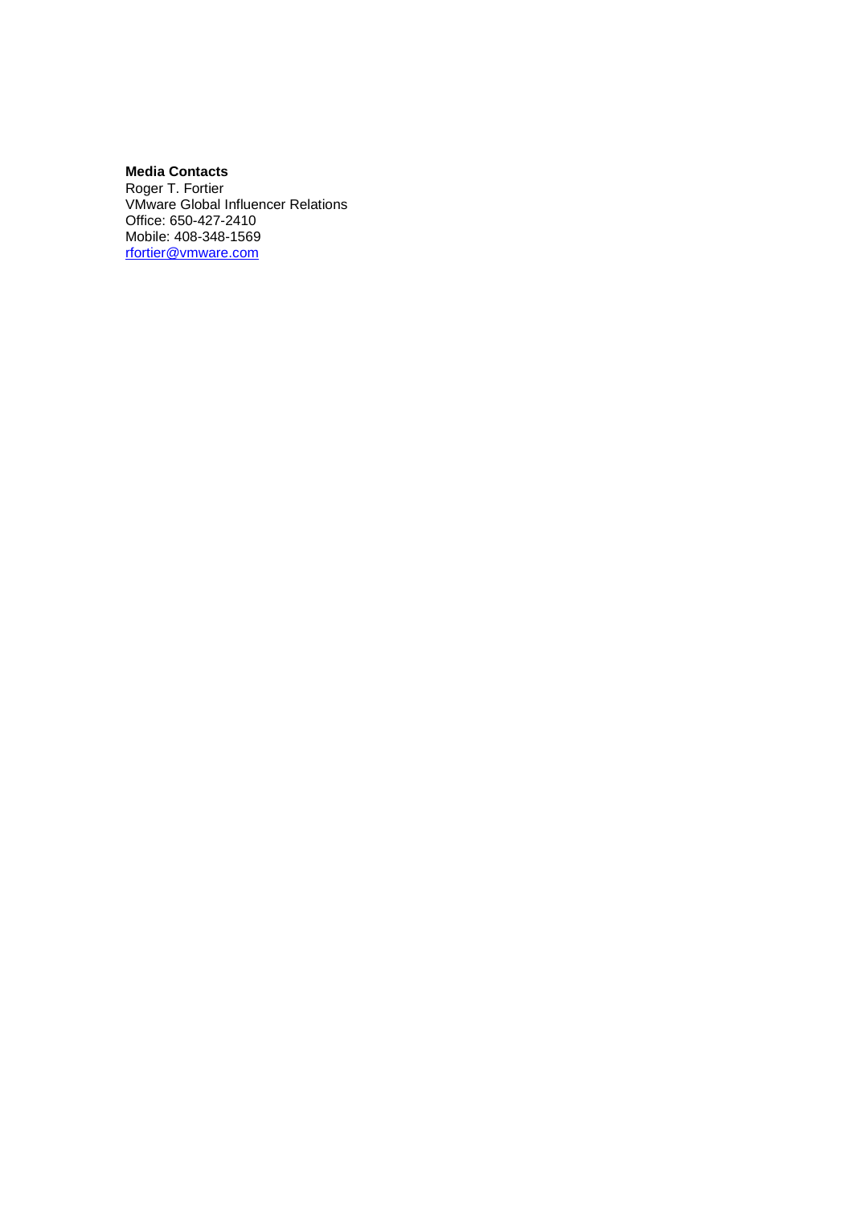**Media Contacts**
Roger T. Fortier
VMware Global Influencer Relations
Office: 650-427-2410
Mobile: 408-348-1569
rfortier@vmware.com